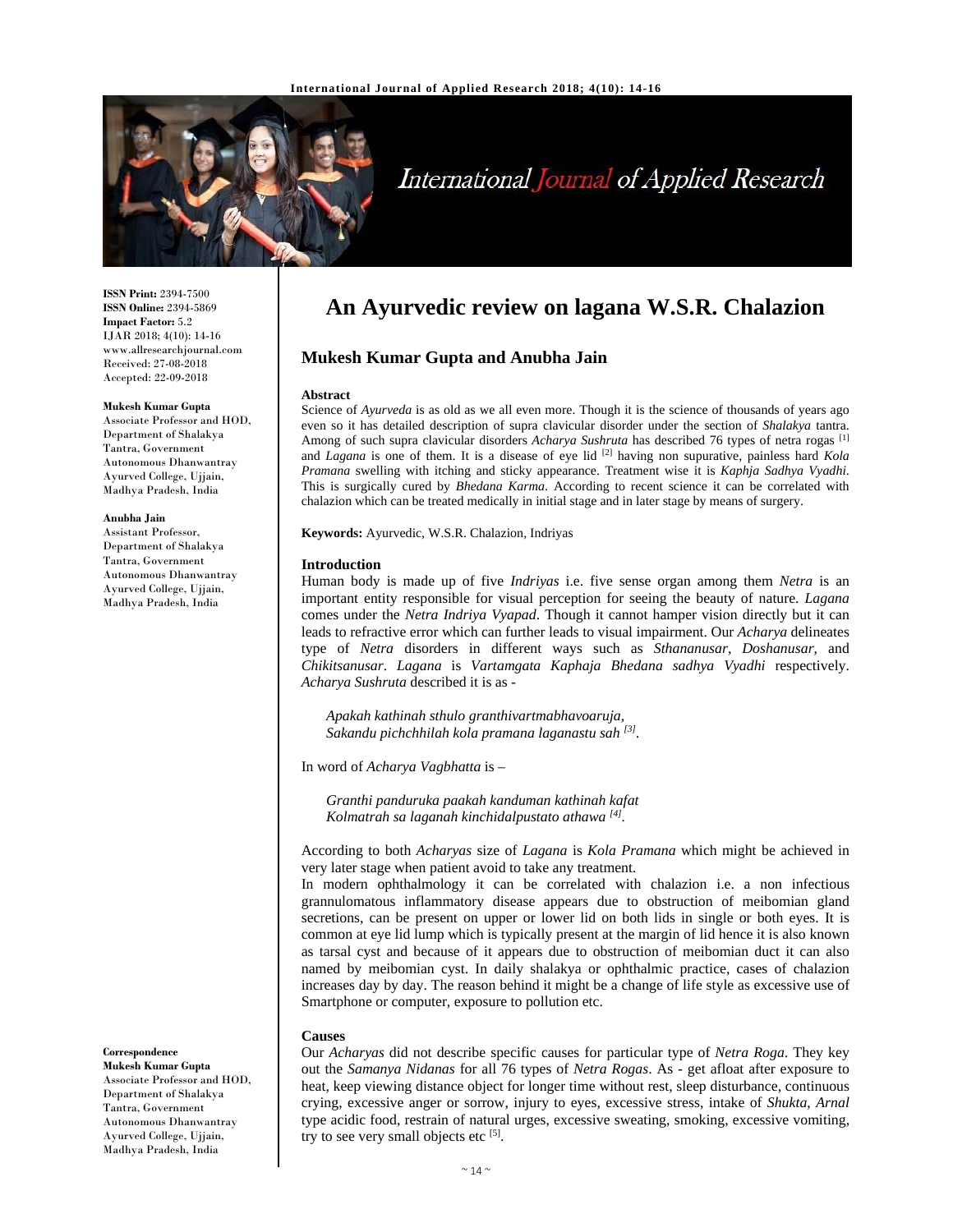# An Ayurvedic review on lagana W.S.R. Chalazion

**Mukesh Kumar Gupta and Anubha Jain**

**ISSN Print:** 2394-7500
**ISSN Online:** 2394-5869
**Impact Factor:** 5.2
IJAR 2018; 4(10): 14-16
www.allresearchjournal.com
Received: 27-08-2018
Accepted: 22-09-2018

**Mukesh Kumar Gupta**
Associate Professor and HOD, Department of Shalakya Tantra, Government Autonomous Dhanwantray Ayurved College, Ujjain, Madhya Pradesh, India

**Anubha Jain**
Assistant Professor, Department of Shalakya Tantra, Government Autonomous Dhanwantray Ayurved College, Ujjain, Madhya Pradesh, India

**Correspondence**
**Mukesh Kumar Gupta**
Associate Professor and HOD, Department of Shalakya Tantra, Government Autonomous Dhanwantray Ayurved College, Ujjain, Madhya Pradesh, India

## Abstract

Science of *Ayurveda* is as old as we all even more. Though it is the science of thousands of years ago even so it has detailed description of supra clavicular disorder under the section of *Shalakya* tantra. Among of such supra clavicular disorders *Acharya Sushruta* has described 76 types of netra rogas [1] and *Lagana* is one of them. It is a disease of eye lid [2] having non supurative, painless hard *Kola Pramana* swelling with itching and sticky appearance. Treatment wise it is *Kaphja Sadhya Vyadhi*. This is surgically cured by *Bhedana Karma*. According to recent science it can be correlated with chalazion which can be treated medically in initial stage and in later stage by means of surgery.

**Keywords:** Ayurvedic, W.S.R. Chalazion, Indriyas

## Introduction

Human body is made up of five *Indriyas* i.e. five sense organ among them *Netra* is an important entity responsible for visual perception for seeing the beauty of nature. *Lagana* comes under the *Netra Indriya Vyapad*. Though it cannot hamper vision directly but it can leads to refractive error which can further leads to visual impairment. Our *Acharya* delineates type of *Netra* disorders in different ways such as *Sthananusar*, *Doshanusar*, and *Chikitsanusar*. *Lagana* is *Vartamgata Kaphaja Bhedana sadhya Vyadhi* respectively. *Acharya Sushruta* described it is as -

> *Apakah kathinah sthulo granthivartmabhavoaruja,*
> *Sakandu pichchhilah kola pramana laganastu sah* [3].

In word of *Acharya Vagbhatta* is –

> *Granthi panduruka paakah kanduman kathinah kafat*
> *Kolmatrah sa laganah kinchidalpustato athawa* [4].

According to both *Acharyas* size of *Lagana* is *Kola Pramana* which might be achieved in very later stage when patient avoid to take any treatment.

In modern ophthalmology it can be correlated with chalazion i.e. a non infectious grannulomatous inflammatory disease appears due to obstruction of meibomian gland secretions, can be present on upper or lower lid on both lids in single or both eyes. It is common at eye lid lump which is typically present at the margin of lid hence it is also known as tarsal cyst and because of it appears due to obstruction of meibomian duct it can also named by meibomian cyst. In daily shalakya or ophthalmic practice, cases of chalazion increases day by day. The reason behind it might be a change of life style as excessive use of Smartphone or computer, exposure to pollution etc.

## Causes

Our *Acharyas* did not describe specific causes for particular type of *Netra Roga*. They key out the *Samanya Nidanas* for all 76 types of *Netra Rogas*. As - get afloat after exposure to heat, keep viewing distance object for longer time without rest, sleep disturbance, continuous crying, excessive anger or sorrow, injury to eyes, excessive stress, intake of *Shukta*, *Arnal* type acidic food, restrain of natural urges, excessive sweating, smoking, excessive vomiting, try to see very small objects etc [5].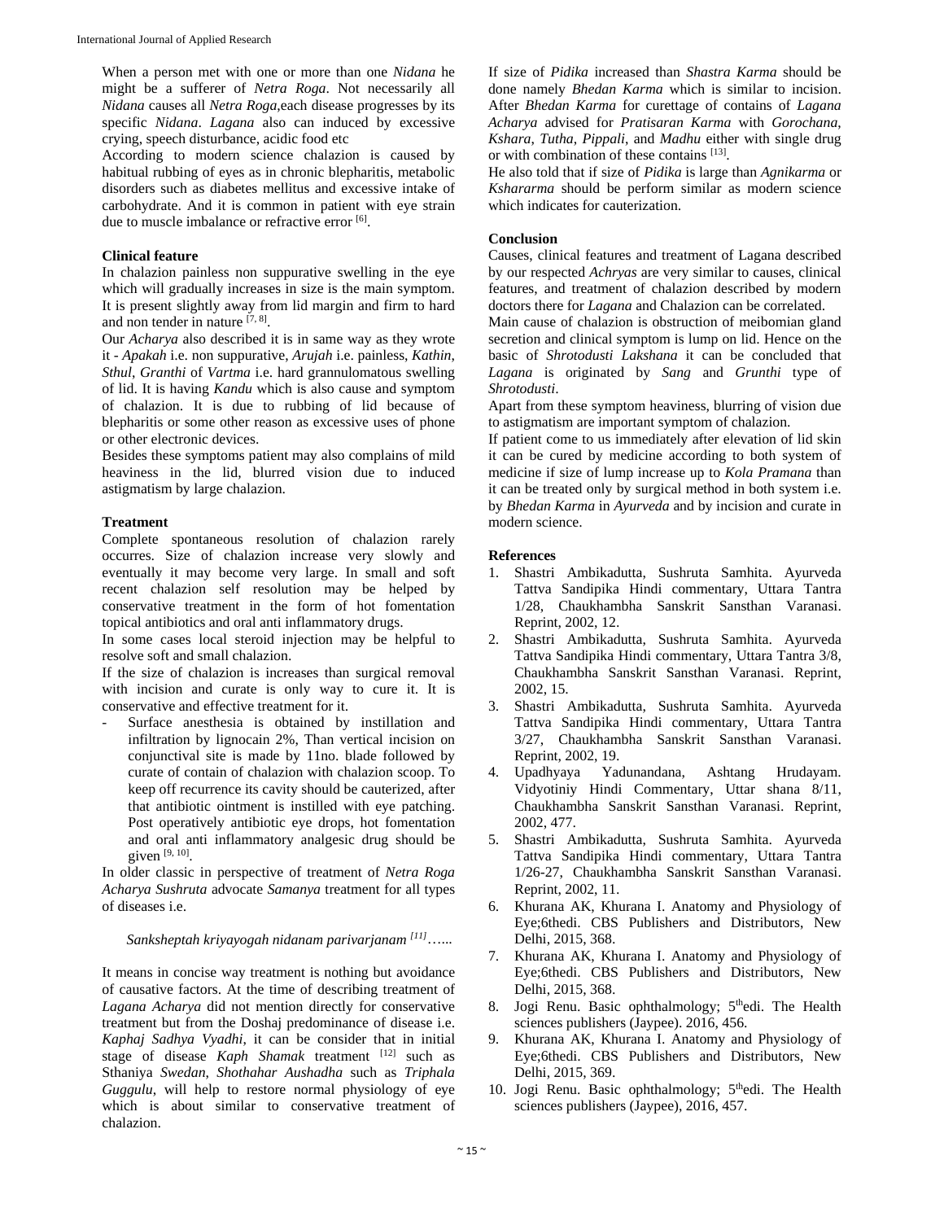When a person met with one or more than one *Nidana* he might be a sufferer of *Netra Roga*. Not necessarily all *Nidana* causes all *Netra Roga*,each disease progresses by its specific *Nidana*. *Lagana* also can induced by excessive crying, speech disturbance, acidic food etc

According to modern science chalazion is caused by habitual rubbing of eyes as in chronic blepharitis, metabolic disorders such as diabetes mellitus and excessive intake of carbohydrate. And it is common in patient with eye strain due to muscle imbalance or refractive error [6].

**Clinical feature**

In chalazion painless non suppurative swelling in the eye which will gradually increases in size is the main symptom. It is present slightly away from lid margin and firm to hard and non tender in nature [7, 8].

Our *Acharya* also described it is in same way as they wrote it - *Apakah* i.e. non suppurative, *Arujah* i.e. painless, *Kathin, Sthul, Granthi* of *Vartma* i.e. hard grannulomatous swelling of lid. It is having *Kandu* which is also cause and symptom of chalazion. It is due to rubbing of lid because of blepharitis or some other reason as excessive uses of phone or other electronic devices.

Besides these symptoms patient may also complains of mild heaviness in the lid, blurred vision due to induced astigmatism by large chalazion.

**Treatment**

Complete spontaneous resolution of chalazion rarely occurres. Size of chalazion increase very slowly and eventually it may become very large. In small and soft recent chalazion self resolution may be helped by conservative treatment in the form of hot fomentation topical antibiotics and oral anti inflammatory drugs.

In some cases local steroid injection may be helpful to resolve soft and small chalazion.

If the size of chalazion is increases than surgical removal with incision and curate is only way to cure it. It is conservative and effective treatment for it.

- Surface anesthesia is obtained by instillation and infiltration by lignocain 2%, Than vertical incision on conjunctival site is made by 11no. blade followed by curate of contain of chalazion with chalazion scoop. To keep off recurrence its cavity should be cauterized, after that antibiotic ointment is instilled with eye patching. Post operatively antibiotic eye drops, hot fomentation and oral anti inflammatory analgesic drug should be given [9, 10].

In older classic in perspective of treatment of *Netra Roga Acharya Sushruta* advocate *Samanya* treatment for all types of diseases i.e.

*Sanksheptah kriyayogah nidanam parivarjanam* [11]…...

It means in concise way treatment is nothing but avoidance of causative factors. At the time of describing treatment of *Lagana Acharya* did not mention directly for conservative treatment but from the Doshaj predominance of disease i.e. *Kaphaj Sadhya Vyadhi*, it can be consider that in initial stage of disease *Kaph Shamak* treatment [12] such as Sthaniya *Swedan*, *Shothahar Aushadha* such as *Triphala Guggulu*, will help to restore normal physiology of eye which is about similar to conservative treatment of chalazion.

If size of *Pidika* increased than *Shastra Karma* should be done namely *Bhedan Karma* which is similar to incision. After *Bhedan Karma* for curettage of contains of *Lagana Acharya* advised for *Pratisaran Karma* with *Gorochana*, *Kshara*, *Tutha*, *Pippali*, and *Madhu* either with single drug or with combination of these contains [13].

He also told that if size of *Pidika* is large than *Agnikarma* or *Kshararma* should be perform similar as modern science which indicates for cauterization.

**Conclusion**

Causes, clinical features and treatment of Lagana described by our respected *Achryas* are very similar to causes, clinical features, and treatment of chalazion described by modern doctors there for *Lagana* and Chalazion can be correlated.

Main cause of chalazion is obstruction of meibomian gland secretion and clinical symptom is lump on lid. Hence on the basic of *Shrotodusti Lakshana* it can be concluded that *Lagana* is originated by *Sang* and *Grunthi* type of *Shrotodusti*.

Apart from these symptom heaviness, blurring of vision due to astigmatism are important symptom of chalazion.

If patient come to us immediately after elevation of lid skin it can be cured by medicine according to both system of medicine if size of lump increase up to *Kola Pramana* than it can be treated only by surgical method in both system i.e. by *Bhedan Karma* in *Ayurveda* and by incision and curate in modern science.

**References**

1. Shastri Ambikadutta, Sushruta Samhita. Ayurveda Tattva Sandipika Hindi commentary, Uttara Tantra 1/28, Chaukhambha Sanskrit Sansthan Varanasi. Reprint, 2002, 12.
2. Shastri Ambikadutta, Sushruta Samhita. Ayurveda Tattva Sandipika Hindi commentary, Uttara Tantra 3/8, Chaukhambha Sanskrit Sansthan Varanasi. Reprint, 2002, 15.
3. Shastri Ambikadutta, Sushruta Samhita. Ayurveda Tattva Sandipika Hindi commentary, Uttara Tantra 3/27, Chaukhambha Sanskrit Sansthan Varanasi. Reprint, 2002, 19.
4. Upadhyaya Yadunandana, Ashtang Hrudayam. Vidyotiniy Hindi Commentary, Uttar shana 8/11, Chaukhambha Sanskrit Sansthan Varanasi. Reprint, 2002, 477.
5. Shastri Ambikadutta, Sushruta Samhita. Ayurveda Tattva Sandipika Hindi commentary, Uttara Tantra 1/26-27, Chaukhambha Sanskrit Sansthan Varanasi. Reprint, 2002, 11.
6. Khurana AK, Khurana I. Anatomy and Physiology of Eye;6thedi. CBS Publishers and Distributors, New Delhi, 2015, 368.
7. Khurana AK, Khurana I. Anatomy and Physiology of Eye;6thedi. CBS Publishers and Distributors, New Delhi, 2015, 368.
8. Jogi Renu. Basic ophthalmology; 5thedi. The Health sciences publishers (Jaypee). 2016, 456.
9. Khurana AK, Khurana I. Anatomy and Physiology of Eye;6thedi. CBS Publishers and Distributors, New Delhi, 2015, 369.
10. Jogi Renu. Basic ophthalmology; 5thedi. The Health sciences publishers (Jaypee), 2016, 457.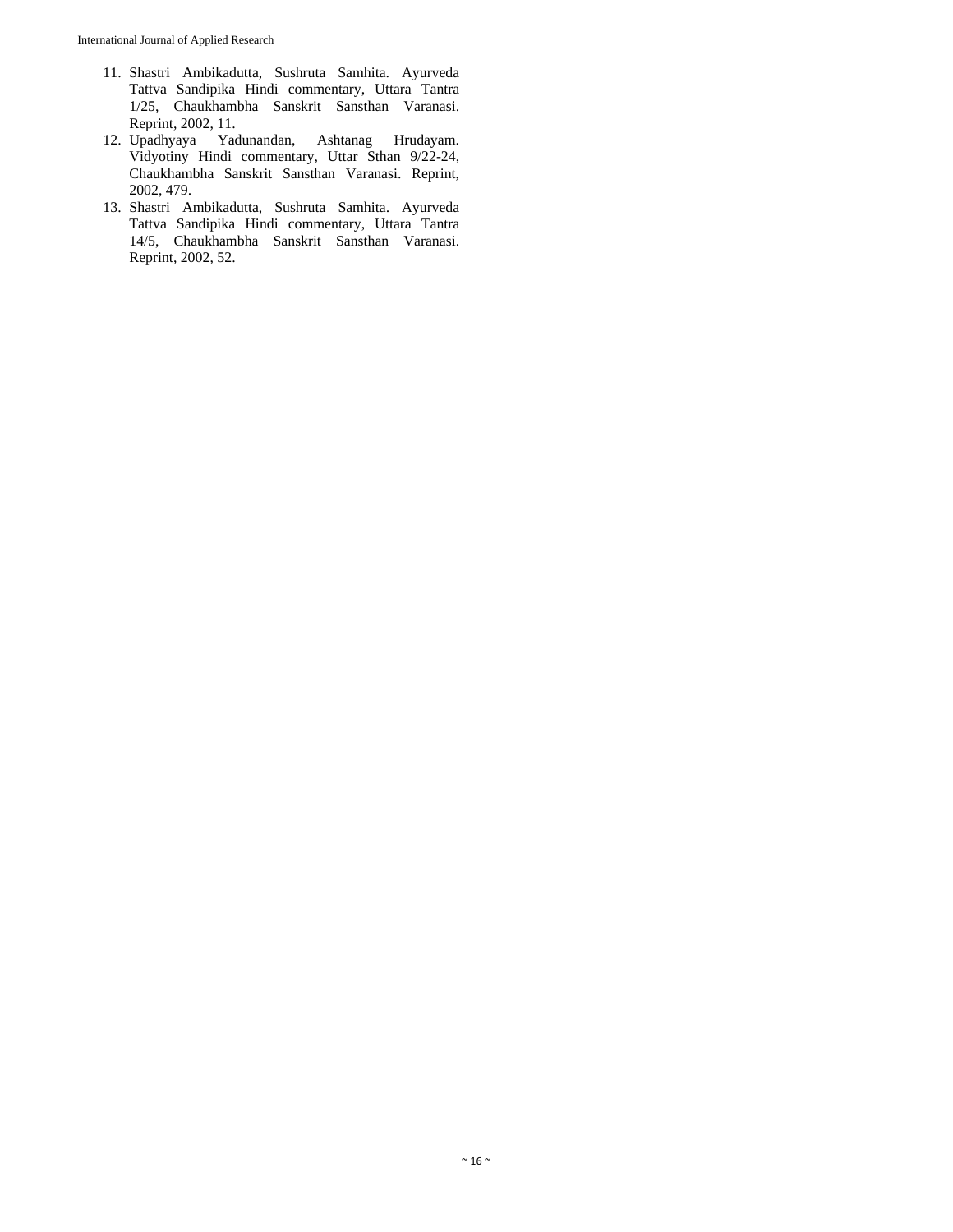11. Shastri Ambikadutta, Sushruta Samhita. Ayurveda Tattva Sandipika Hindi commentary, Uttara Tantra 1/25, Chaukhambha Sanskrit Sansthan Varanasi. Reprint, 2002, 11.
12. Upadhyaya Yadunandan, Ashtanag Hrudayam. Vidyotiny Hindi commentary, Uttar Sthan 9/22-24, Chaukhambha Sanskrit Sansthan Varanasi. Reprint, 2002, 479.
13. Shastri Ambikadutta, Sushruta Samhita. Ayurveda Tattva Sandipika Hindi commentary, Uttara Tantra 14/5, Chaukhambha Sanskrit Sansthan Varanasi. Reprint, 2002, 52.